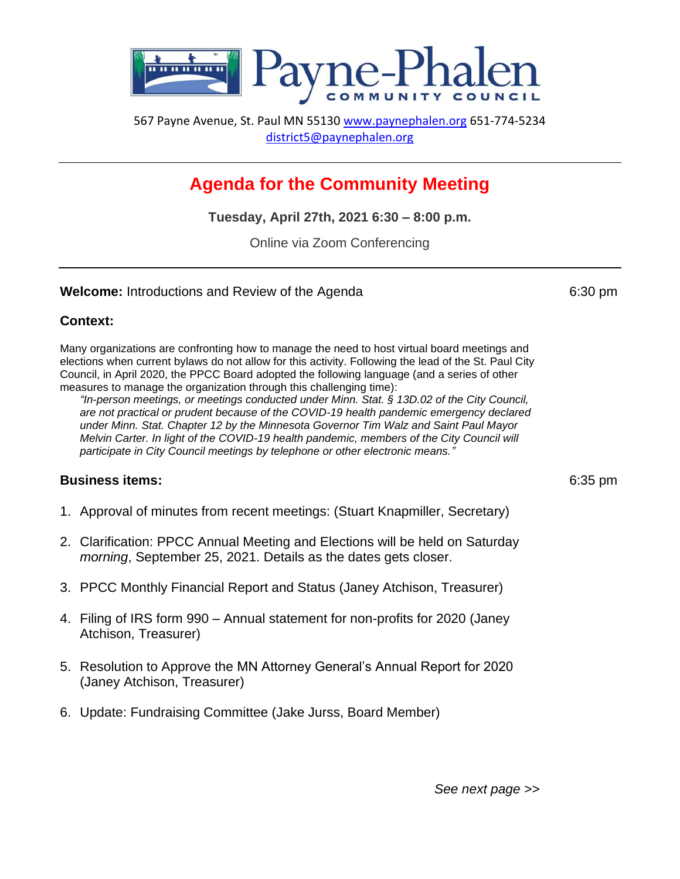# Payne-Phalen

## COMMUNITY COUNCIL

567 Payne Avenue, St. Paul MN 55130 www.paynephalen.org 651-774-5234
district5@paynephalen.org

---

# Agenda for the Community Meeting

**Tuesday, April 27th, 2021 6:30 – 8:00 p.m.**

Online via Zoom Conferencing

---

**Welcome:** Introductions and Review of the Agenda — 6:30 pm

### Context:

Many organizations are confronting how to manage the need to host virtual board meetings and elections when current bylaws do not allow for this activity. Following the lead of the St. Paul City Council, in April 2020, the PPCC Board adopted the following language (and a series of other measures to manage the organization through this challenging time):

> *"In-person meetings, or meetings conducted under Minn. Stat. § 13D.02 of the City Council, are not practical or prudent because of the COVID-19 health pandemic emergency declared under Minn. Stat. Chapter 12 by the Minnesota Governor Tim Walz and Saint Paul Mayor Melvin Carter. In light of the COVID-19 health pandemic, members of the City Council will participate in City Council meetings by telephone or other electronic means."*

### Business items: — 6:35 pm

1. Approval of minutes from recent meetings: (Stuart Knapmiller, Secretary)
2. Clarification: PPCC Annual Meeting and Elections will be held on Saturday *morning*, September 25, 2021. Details as the dates gets closer.
3. PPCC Monthly Financial Report and Status (Janey Atchison, Treasurer)
4. Filing of IRS form 990 – Annual statement for non-profits for 2020 (Janey Atchison, Treasurer)
5. Resolution to Approve the MN Attorney General's Annual Report for 2020 (Janey Atchison, Treasurer)
6. Update: Fundraising Committee (Jake Jurss, Board Member)

*See next page >>*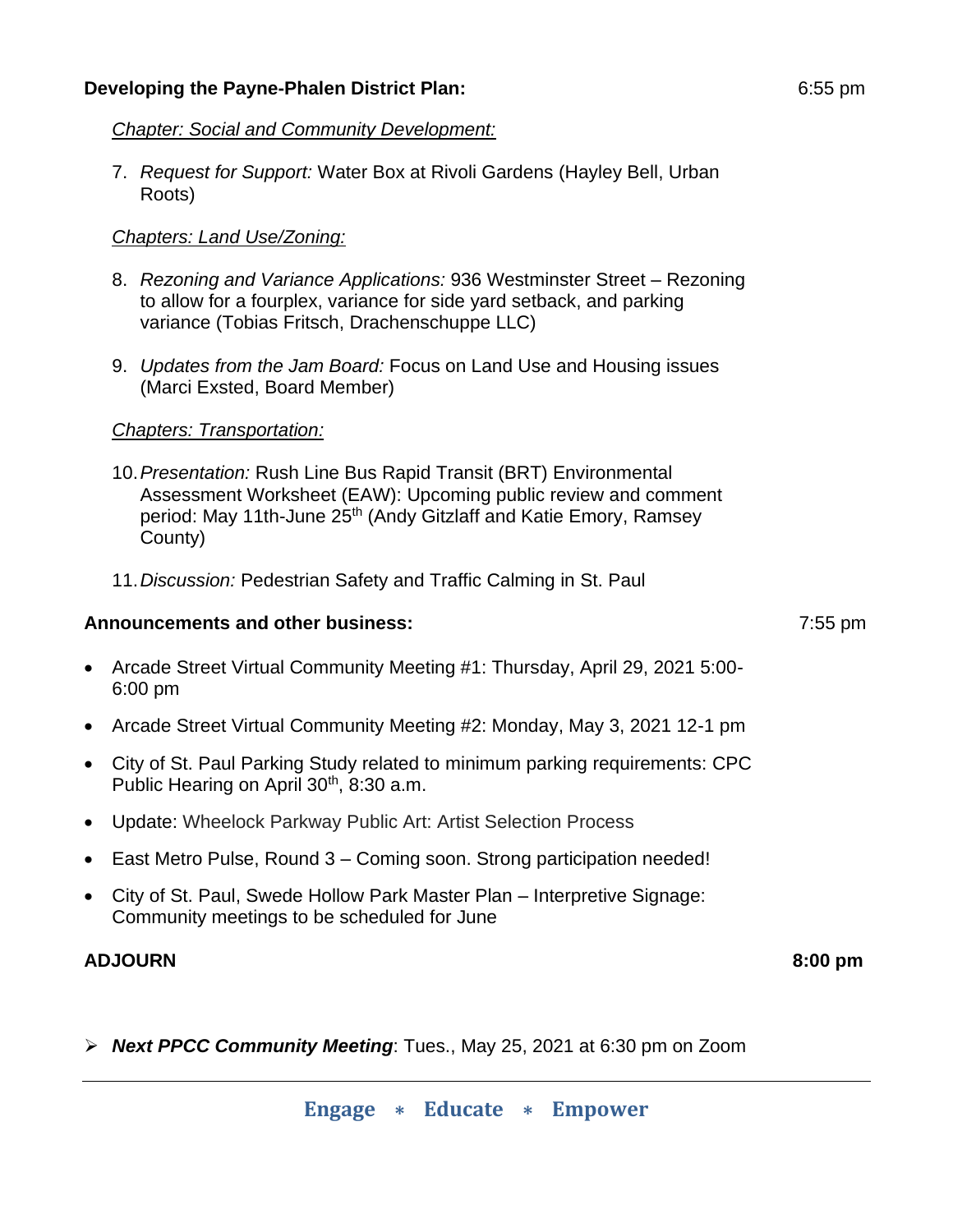**Developing the Payne-Phalen District Plan:** 6:55 pm

*Chapter: Social and Community Development:*

7. *Request for Support:* Water Box at Rivoli Gardens (Hayley Bell, Urban Roots)

*Chapters: Land Use/Zoning:*

8. *Rezoning and Variance Applications:* 936 Westminster Street – Rezoning to allow for a fourplex, variance for side yard setback, and parking variance (Tobias Fritsch, Drachenschuppe LLC)
9. *Updates from the Jam Board:* Focus on Land Use and Housing issues (Marci Exsted, Board Member)

*Chapters: Transportation:*

10. *Presentation:* Rush Line Bus Rapid Transit (BRT) Environmental Assessment Worksheet (EAW): Upcoming public review and comment period: May 11th-June 25th (Andy Gitzlaff and Katie Emory, Ramsey County)
11. *Discussion:* Pedestrian Safety and Traffic Calming in St. Paul

**Announcements and other business:** 7:55 pm

- Arcade Street Virtual Community Meeting #1: Thursday, April 29, 2021 5:00-6:00 pm
- Arcade Street Virtual Community Meeting #2: Monday, May 3, 2021 12-1 pm
- City of St. Paul Parking Study related to minimum parking requirements: CPC Public Hearing on April 30th, 8:30 a.m.
- Update: Wheelock Parkway Public Art: Artist Selection Process
- East Metro Pulse, Round 3 – Coming soon. Strong participation needed!
- City of St. Paul, Swede Hollow Park Master Plan – Interpretive Signage: Community meetings to be scheduled for June

**ADJOURN** **8:00 pm**

- ***Next PPCC Community Meeting***: Tues., May 25, 2021 at 6:30 pm on Zoom

**Engage * Educate * Empower**